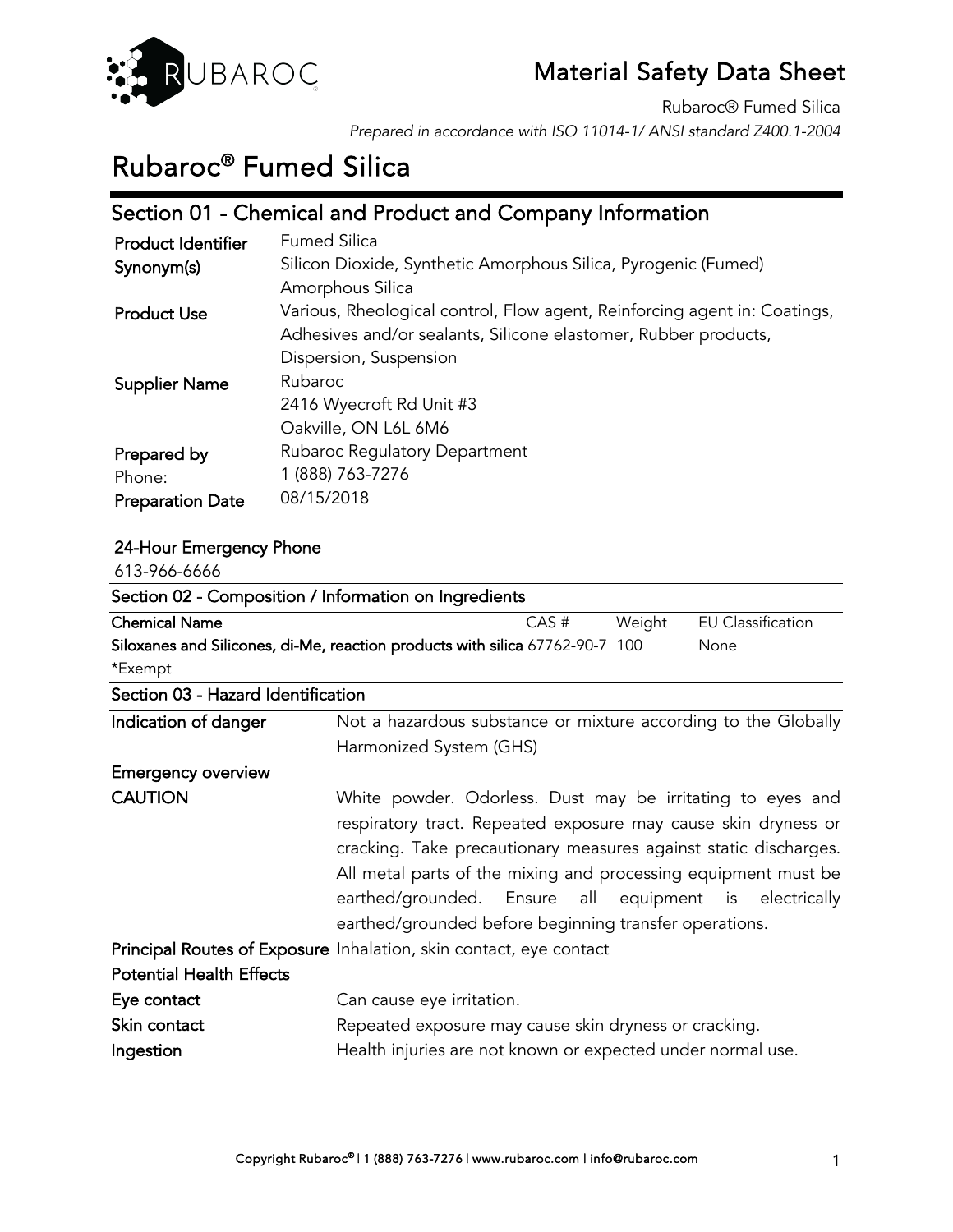# Material Safety Data Sheet

Rubaroc® Fumed Silica

*Prepared in accordance with ISO 11014-1/ ANSI standard Z400.1-2004*

# Rubaroc® Fumed Silica

## Section 01 - Chemical and Product and Company Information

| | |
|---|---|
| **Product Identifier** | Fumed Silica |
| **Synonym(s)** | Silicon Dioxide, Synthetic Amorphous Silica, Pyrogenic (Fumed) Amorphous Silica |
| **Product Use** | Various, Rheological control, Flow agent, Reinforcing agent in: Coatings, Adhesives and/or sealants, Silicone elastomer, Rubber products, Dispersion, Suspension |
| **Supplier Name** | Rubaroc<br>2416 Wyecroft Rd Unit #3<br>Oakville, ON L6L 6M6 |
| **Prepared by** | Rubaroc Regulatory Department |
| Phone: | 1 (888) 763-7276 |
| **Preparation Date** | 08/15/2018 |

**24-Hour Emergency Phone**

613-966-6666

## Section 02 - Composition / Information on Ingredients

| Chemical Name | CAS # | Weight | EU Classification |
|---|---|---|---|
| **Siloxanes and Silicones, di-Me, reaction products with silica** | 67762-90-7 | 100 | None |

*Exempt

## Section 03 - Hazard Identification

| | |
|---|---|
| **Indication of danger** | Not a hazardous substance or mixture according to the Globally Harmonized System (GHS) |
| **Emergency overview** | |
| **CAUTION** | White powder. Odorless. Dust may be irritating to eyes and respiratory tract. Repeated exposure may cause skin dryness or cracking. Take precautionary measures against static discharges. All metal parts of the mixing and processing equipment must be earthed/grounded. Ensure all equipment is electrically earthed/grounded before beginning transfer operations. |
| **Principal Routes of Exposure** | Inhalation, skin contact, eye contact |
| **Potential Health Effects** | |
| **Eye contact** | Can cause eye irritation. |
| **Skin contact** | Repeated exposure may cause skin dryness or cracking. |
| **Ingestion** | Health injuries are not known or expected under normal use. |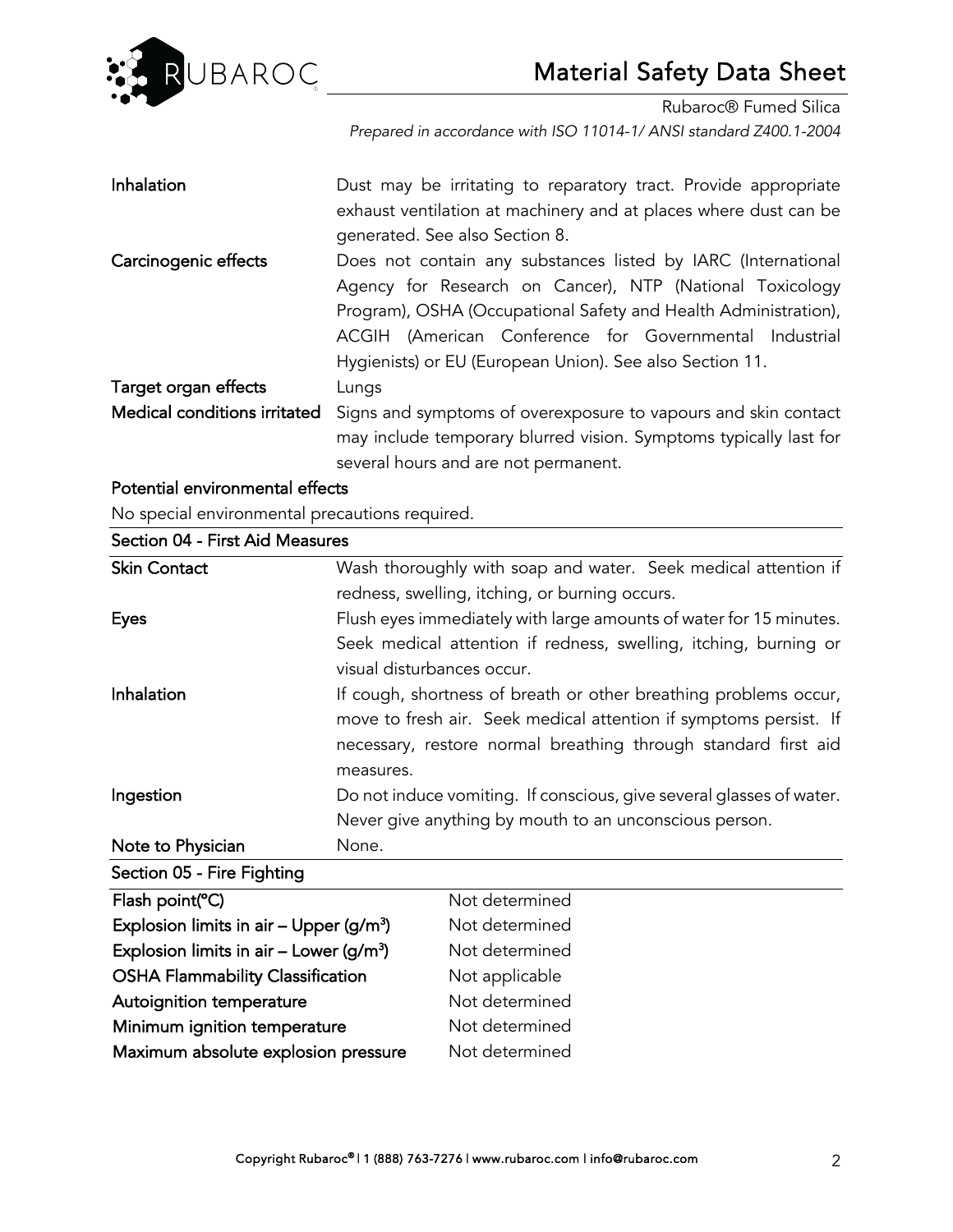| | |
|---|---|
| **Inhalation** | Dust may be irritating to reparatory tract. Provide appropriate exhaust ventilation at machinery and at places where dust can be generated. See also Section 8. |
| **Carcinogenic effects** | Does not contain any substances listed by IARC (International Agency for Research on Cancer), NTP (National Toxicology Program), OSHA (Occupational Safety and Health Administration), ACGIH (American Conference for Governmental Industrial Hygienists) or EU (European Union). See also Section 11. |
| **Target organ effects** | Lungs |
| **Medical conditions irritated** | Signs and symptoms of overexposure to vapours and skin contact may include temporary blurred vision. Symptoms typically last for several hours and are not permanent. |

**Potential environmental effects**

No special environmental precautions required.

## Section 04 - First Aid Measures

| | |
|---|---|
| **Skin Contact** | Wash thoroughly with soap and water. Seek medical attention if redness, swelling, itching, or burning occurs. |
| **Eyes** | Flush eyes immediately with large amounts of water for 15 minutes. Seek medical attention if redness, swelling, itching, burning or visual disturbances occur. |
| **Inhalation** | If cough, shortness of breath or other breathing problems occur, move to fresh air. Seek medical attention if symptoms persist. If necessary, restore normal breathing through standard first aid measures. |
| **Ingestion** | Do not induce vomiting. If conscious, give several glasses of water. Never give anything by mouth to an unconscious person. |
| **Note to Physician** | None. |

## Section 05 - Fire Fighting

| | |
|---|---|
| **Flash point(°C)** | Not determined |
| **Explosion limits in air – Upper (g/m$^3$)** | Not determined |
| **Explosion limits in air – Lower (g/m$^3$)** | Not determined |
| **OSHA Flammability Classification** | Not applicable |
| **Autoignition temperature** | Not determined |
| **Minimum ignition temperature** | Not determined |
| **Maximum absolute explosion pressure** | Not determined |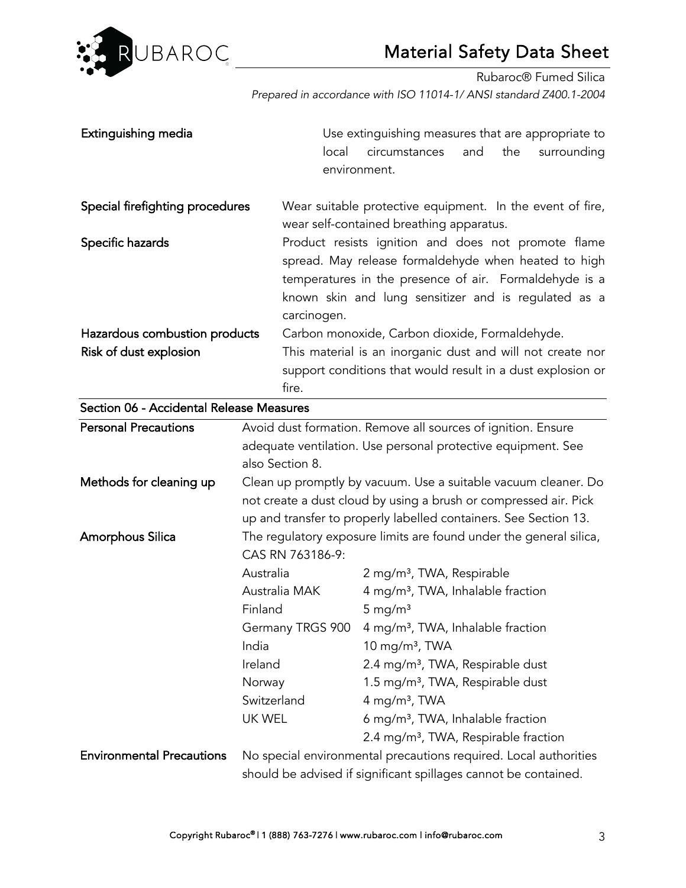| | |
|---|---|
| **Extinguishing media** | Use extinguishing measures that are appropriate to local circumstances and the surrounding environment. |
| **Special firefighting procedures** | Wear suitable protective equipment. In the event of fire, wear self-contained breathing apparatus. |
| **Specific hazards** | Product resists ignition and does not promote flame spread. May release formaldehyde when heated to high temperatures in the presence of air. Formaldehyde is a known skin and lung sensitizer and is regulated as a carcinogen. |
| **Hazardous combustion products** | Carbon monoxide, Carbon dioxide, Formaldehyde. |
| **Risk of dust explosion** | This material is an inorganic dust and will not create nor support conditions that would result in a dust explosion or fire. |

## Section 06 - Accidental Release Measures

| | | |
|---|---|---|
| **Personal Precautions** | Avoid dust formation. Remove all sources of ignition. Ensure adequate ventilation. Use personal protective equipment. See also Section 8. | |
| **Methods for cleaning up** | Clean up promptly by vacuum. Use a suitable vacuum cleaner. Do not create a dust cloud by using a brush or compressed air. Pick up and transfer to properly labelled containers. See Section 13. | |
| **Amorphous Silica** | The regulatory exposure limits are found under the general silica, CAS RN 763186-9: | |
| | Australia | 2 mg/m³, TWA, Respirable |
| | Australia MAK | 4 mg/m³, TWA, Inhalable fraction |
| | Finland | 5 mg/m³ |
| | Germany TRGS 900 | 4 mg/m³, TWA, Inhalable fraction |
| | India | 10 mg/m³, TWA |
| | Ireland | 2.4 mg/m³, TWA, Respirable dust |
| | Norway | 1.5 mg/m³, TWA, Respirable dust |
| | Switzerland | 4 mg/m³, TWA |
| | UK WEL | 6 mg/m³, TWA, Inhalable fraction |
| | | 2.4 mg/m³, TWA, Respirable fraction |
| **Environmental Precautions** | No special environmental precautions required. Local authorities should be advised if significant spillages cannot be contained. | |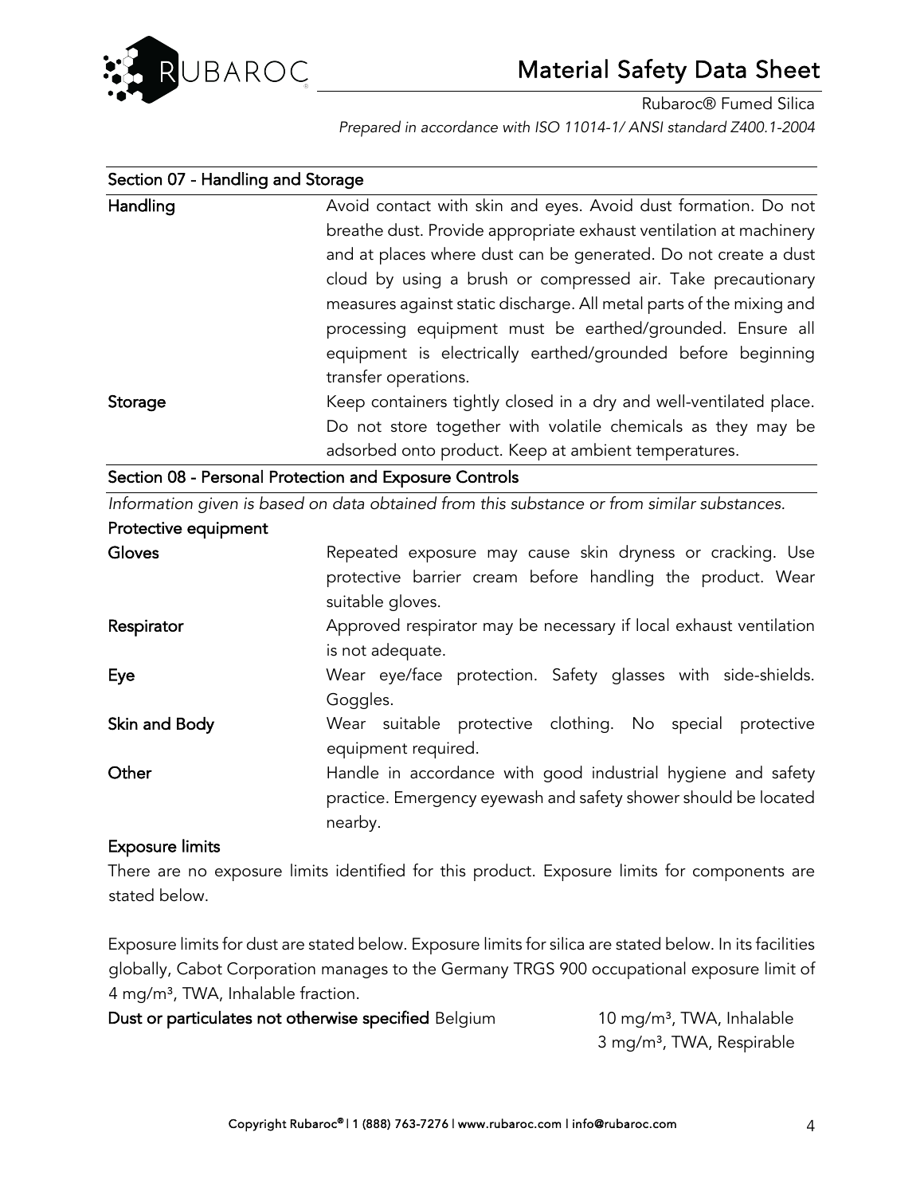## Section 07 - Handling and Storage

| | |
|---|---|
| **Handling** | Avoid contact with skin and eyes. Avoid dust formation. Do not breathe dust. Provide appropriate exhaust ventilation at machinery and at places where dust can be generated. Do not create a dust cloud by using a brush or compressed air. Take precautionary measures against static discharge. All metal parts of the mixing and processing equipment must be earthed/grounded. Ensure all equipment is electrically earthed/grounded before beginning transfer operations. |
| **Storage** | Keep containers tightly closed in a dry and well-ventilated place. Do not store together with volatile chemicals as they may be adsorbed onto product. Keep at ambient temperatures. |

## Section 08 - Personal Protection and Exposure Controls

*Information given is based on data obtained from this substance or from similar substances.*

**Protective equipment**

| | |
|---|---|
| **Gloves** | Repeated exposure may cause skin dryness or cracking. Use protective barrier cream before handling the product. Wear suitable gloves. |
| **Respirator** | Approved respirator may be necessary if local exhaust ventilation is not adequate. |
| **Eye** | Wear eye/face protection. Safety glasses with side-shields. Goggles. |
| **Skin and Body** | Wear suitable protective clothing. No special protective equipment required. |
| **Other** | Handle in accordance with good industrial hygiene and safety practice. Emergency eyewash and safety shower should be located nearby. |

**Exposure limits**

There are no exposure limits identified for this product. Exposure limits for components are stated below.

Exposure limits for dust are stated below. Exposure limits for silica are stated below. In its facilities globally, Cabot Corporation manages to the Germany TRGS 900 occupational exposure limit of 4 mg/m³, TWA, Inhalable fraction.

| | |
|---|---|
| **Dust or particulates not otherwise specified** Belgium | 10 mg/m³, TWA, Inhalable<br>3 mg/m³, TWA, Respirable |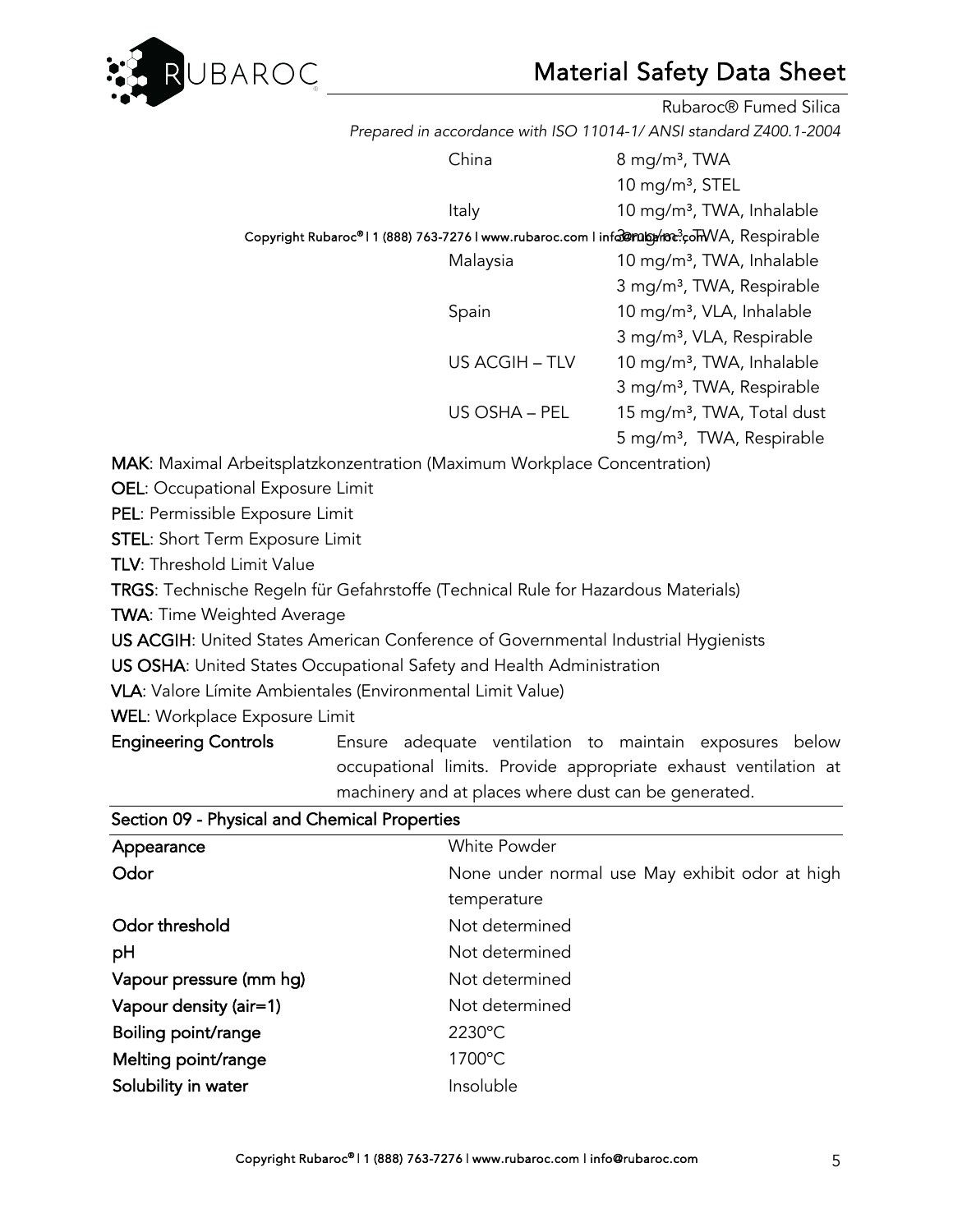| | |
|---|---|
| China | 8 mg/m³, TWA |
| | 10 mg/m³, STEL |
| Italy | 10 mg/m³, TWA, Inhalable |
| | 3 mg/m³, TWA, Respirable |
| Malaysia | 10 mg/m³, TWA, Inhalable |
| | 3 mg/m³, TWA, Respirable |
| Spain | 10 mg/m³, VLA, Inhalable |
| | 3 mg/m³, VLA, Respirable |
| US ACGIH – TLV | 10 mg/m³, TWA, Inhalable |
| | 3 mg/m³, TWA, Respirable |
| US OSHA – PEL | 15 mg/m³, TWA, Total dust |
| | 5 mg/m³, TWA, Respirable |

**MAK**: Maximal Arbeitsplatzkonzentration (Maximum Workplace Concentration)

**OEL**: Occupational Exposure Limit

**PEL**: Permissible Exposure Limit

**STEL**: Short Term Exposure Limit

**TLV**: Threshold Limit Value

**TRGS**: Technische Regeln für Gefahrstoffe (Technical Rule for Hazardous Materials)

**TWA**: Time Weighted Average

**US ACGIH**: United States American Conference of Governmental Industrial Hygienists

**US OSHA**: United States Occupational Safety and Health Administration

**VLA**: Valore Límite Ambientales (Environmental Limit Value)

**WEL**: Workplace Exposure Limit

**Engineering Controls** Ensure adequate ventilation to maintain exposures below occupational limits. Provide appropriate exhaust ventilation at machinery and at places where dust can be generated.

## Section 09 - Physical and Chemical Properties

| | |
|---|---|
| **Appearance** | White Powder |
| **Odor** | None under normal use May exhibit odor at high temperature |
| **Odor threshold** | Not determined |
| **pH** | Not determined |
| **Vapour pressure (mm hg)** | Not determined |
| **Vapour density (air=1)** | Not determined |
| **Boiling point/range** | 2230°C |
| **Melting point/range** | 1700°C |
| **Solubility in water** | Insoluble |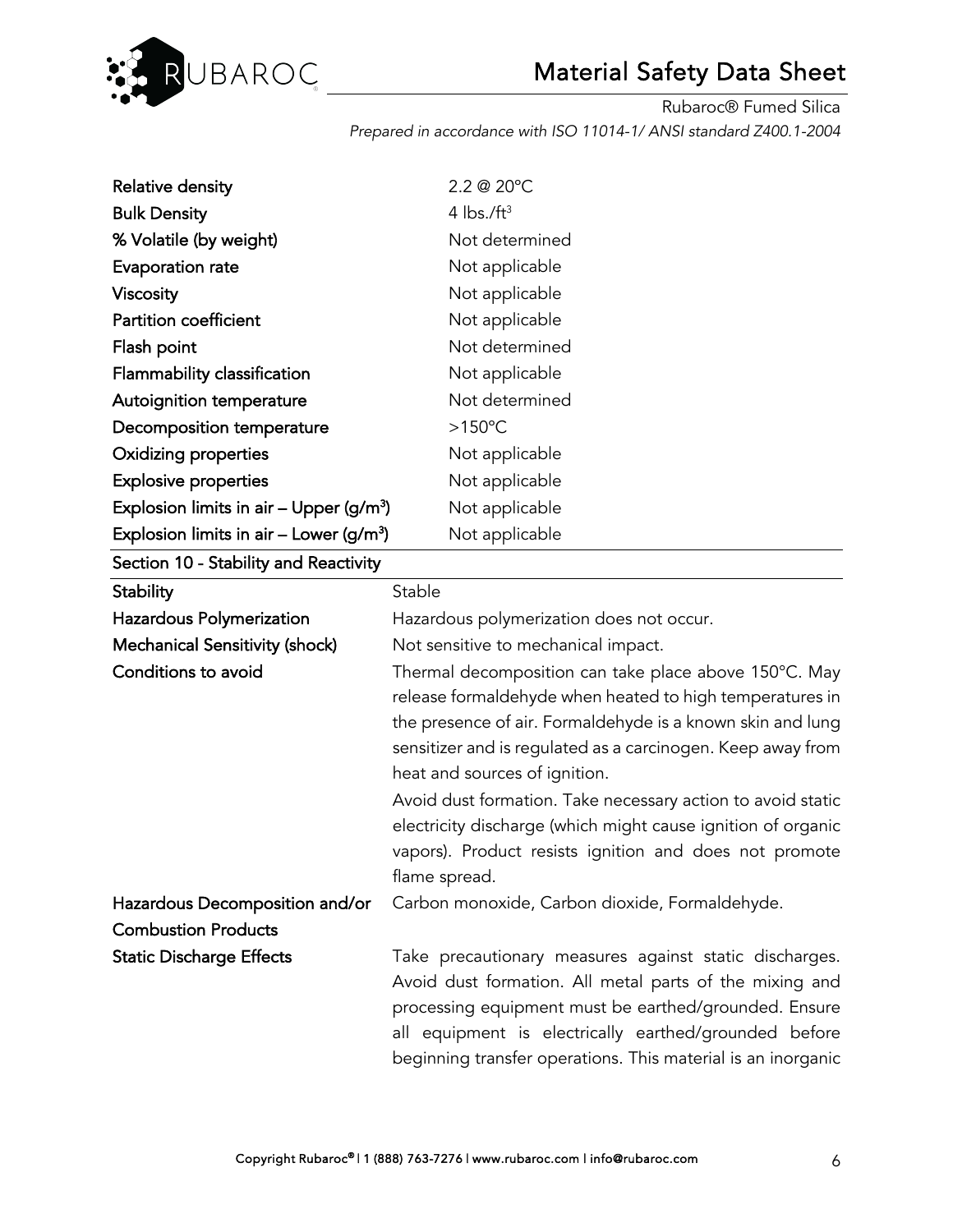| | |
|---|---|
| **Relative density** | 2.2 @ 20°C |
| **Bulk Density** | 4 lbs./ft$^3$ |
| **% Volatile (by weight)** | Not determined |
| **Evaporation rate** | Not applicable |
| **Viscosity** | Not applicable |
| **Partition coefficient** | Not applicable |
| **Flash point** | Not determined |
| **Flammability classification** | Not applicable |
| **Autoignition temperature** | Not determined |
| **Decomposition temperature** | >150°C |
| **Oxidizing properties** | Not applicable |
| **Explosive properties** | Not applicable |
| **Explosion limits in air – Upper (g/m$^3$)** | Not applicable |
| **Explosion limits in air – Lower (g/m$^3$)** | Not applicable |

## Section 10 - Stability and Reactivity

| | |
|---|---|
| **Stability** | Stable |
| **Hazardous Polymerization** | Hazardous polymerization does not occur. |
| **Mechanical Sensitivity (shock)** | Not sensitive to mechanical impact. |
| **Conditions to avoid** | Thermal decomposition can take place above 150°C. May release formaldehyde when heated to high temperatures in the presence of air. Formaldehyde is a known skin and lung sensitizer and is regulated as a carcinogen. Keep away from heat and sources of ignition.<br>Avoid dust formation. Take necessary action to avoid static electricity discharge (which might cause ignition of organic vapors). Product resists ignition and does not promote flame spread. |
| **Hazardous Decomposition and/or Combustion Products** | Carbon monoxide, Carbon dioxide, Formaldehyde. |
| **Static Discharge Effects** | Take precautionary measures against static discharges. Avoid dust formation. All metal parts of the mixing and processing equipment must be earthed/grounded. Ensure all equipment is electrically earthed/grounded before beginning transfer operations. This material is an inorganic |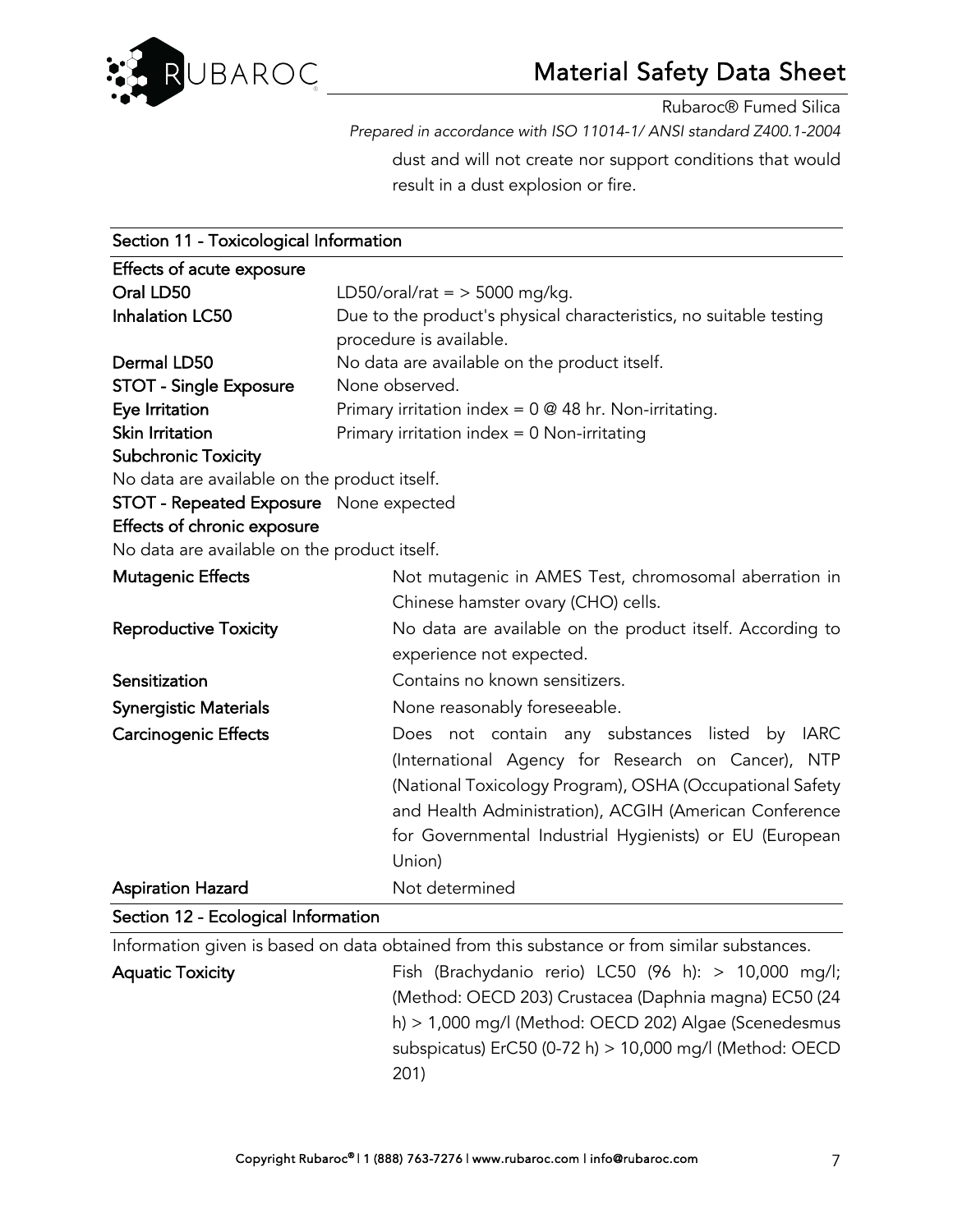dust and will not create nor support conditions that would result in a dust explosion or fire.

## Section 11 - Toxicological Information

**Effects of acute exposure**

| | |
|---|---|
| **Oral LD50** | LD50/oral/rat = > 5000 mg/kg. |
| **Inhalation LC50** | Due to the product's physical characteristics, no suitable testing procedure is available. |
| **Dermal LD50** | No data are available on the product itself. |
| **STOT - Single Exposure** | None observed. |
| **Eye Irritation** | Primary irritation index = 0 @ 48 hr. Non-irritating. |
| **Skin Irritation** | Primary irritation index = 0 Non-irritating |

**Subchronic Toxicity**

No data are available on the product itself.

**STOT - Repeated Exposure** None expected

**Effects of chronic exposure**

No data are available on the product itself.

| | |
|---|---|
| **Mutagenic Effects** | Not mutagenic in AMES Test, chromosomal aberration in Chinese hamster ovary (CHO) cells. |
| **Reproductive Toxicity** | No data are available on the product itself. According to experience not expected. |
| **Sensitization** | Contains no known sensitizers. |
| **Synergistic Materials** | None reasonably foreseeable. |
| **Carcinogenic Effects** | Does not contain any substances listed by IARC (International Agency for Research on Cancer), NTP (National Toxicology Program), OSHA (Occupational Safety and Health Administration), ACGIH (American Conference for Governmental Industrial Hygienists) or EU (European Union) |
| **Aspiration Hazard** | Not determined |

## Section 12 - Ecological Information

Information given is based on data obtained from this substance or from similar substances.

| | |
|---|---|
| **Aquatic Toxicity** | Fish (Brachydanio rerio) LC50 (96 h): > 10,000 mg/l; (Method: OECD 203) Crustacea (Daphnia magna) EC50 (24 h) > 1,000 mg/l (Method: OECD 202) Algae (Scenedesmus subspicatus) ErC50 (0-72 h) > 10,000 mg/l (Method: OECD 201) |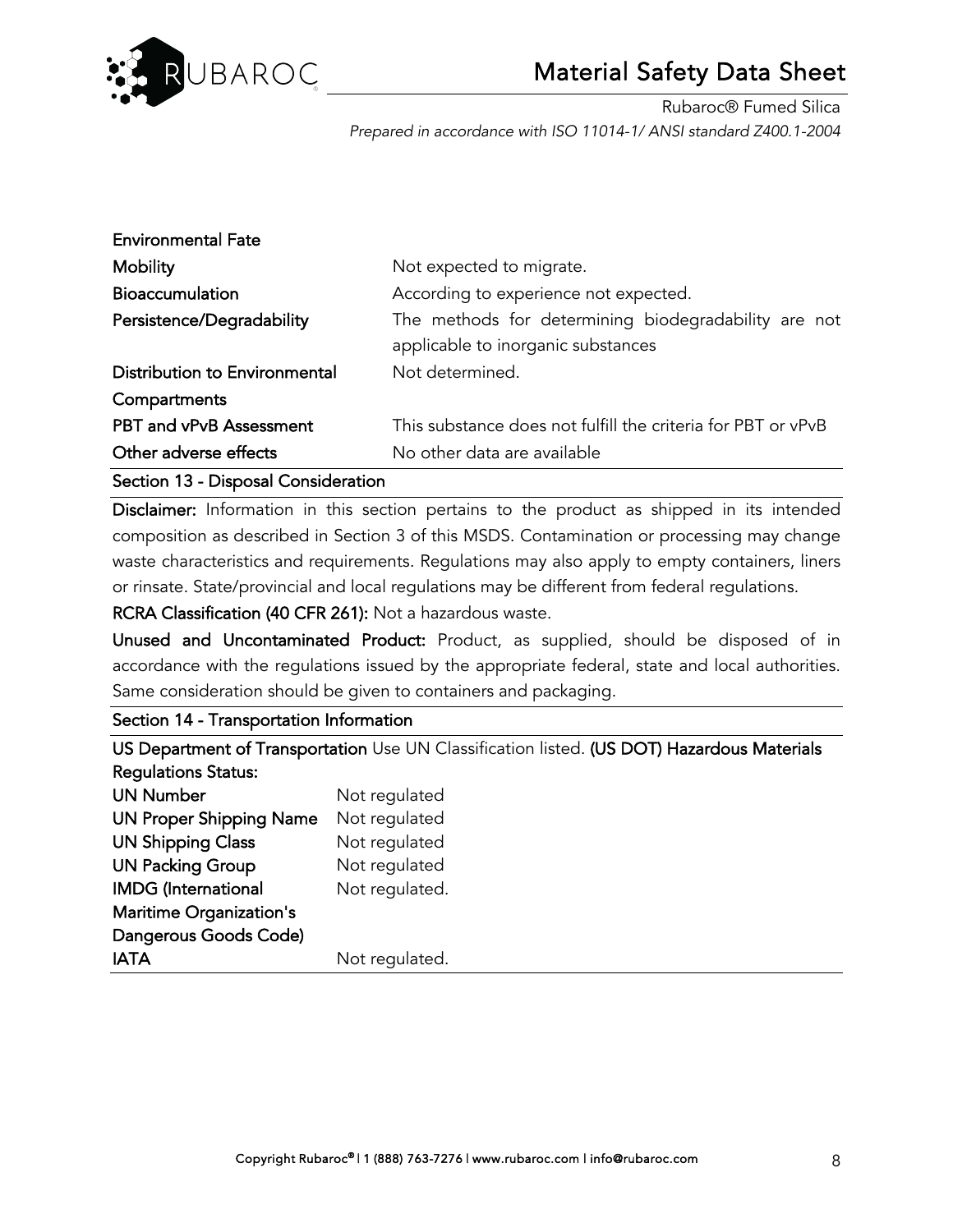**Environmental Fate**

| | |
|---|---|
| **Mobility** | Not expected to migrate. |
| **Bioaccumulation** | According to experience not expected. |
| **Persistence/Degradability** | The methods for determining biodegradability are not applicable to inorganic substances |
| **Distribution to Environmental Compartments** | Not determined. |
| **PBT and vPvB Assessment** | This substance does not fulfill the criteria for PBT or vPvB |
| **Other adverse effects** | No other data are available |

## Section 13 - Disposal Consideration

**Disclaimer:** Information in this section pertains to the product as shipped in its intended composition as described in Section 3 of this MSDS. Contamination or processing may change waste characteristics and requirements. Regulations may also apply to empty containers, liners or rinsate. State/provincial and local regulations may be different from federal regulations.

**RCRA Classification (40 CFR 261):** Not a hazardous waste.

**Unused and Uncontaminated Product:** Product, as supplied, should be disposed of in accordance with the regulations issued by the appropriate federal, state and local authorities. Same consideration should be given to containers and packaging.

## Section 14 - Transportation Information

**US Department of Transportation** Use UN Classification listed. **(US DOT) Hazardous Materials Regulations Status:**

| | |
|---|---|
| **UN Number** | Not regulated |
| **UN Proper Shipping Name** | Not regulated |
| **UN Shipping Class** | Not regulated |
| **UN Packing Group** | Not regulated |
| **IMDG (International Maritime Organization's Dangerous Goods Code)** | Not regulated. |
| **IATA** | Not regulated. |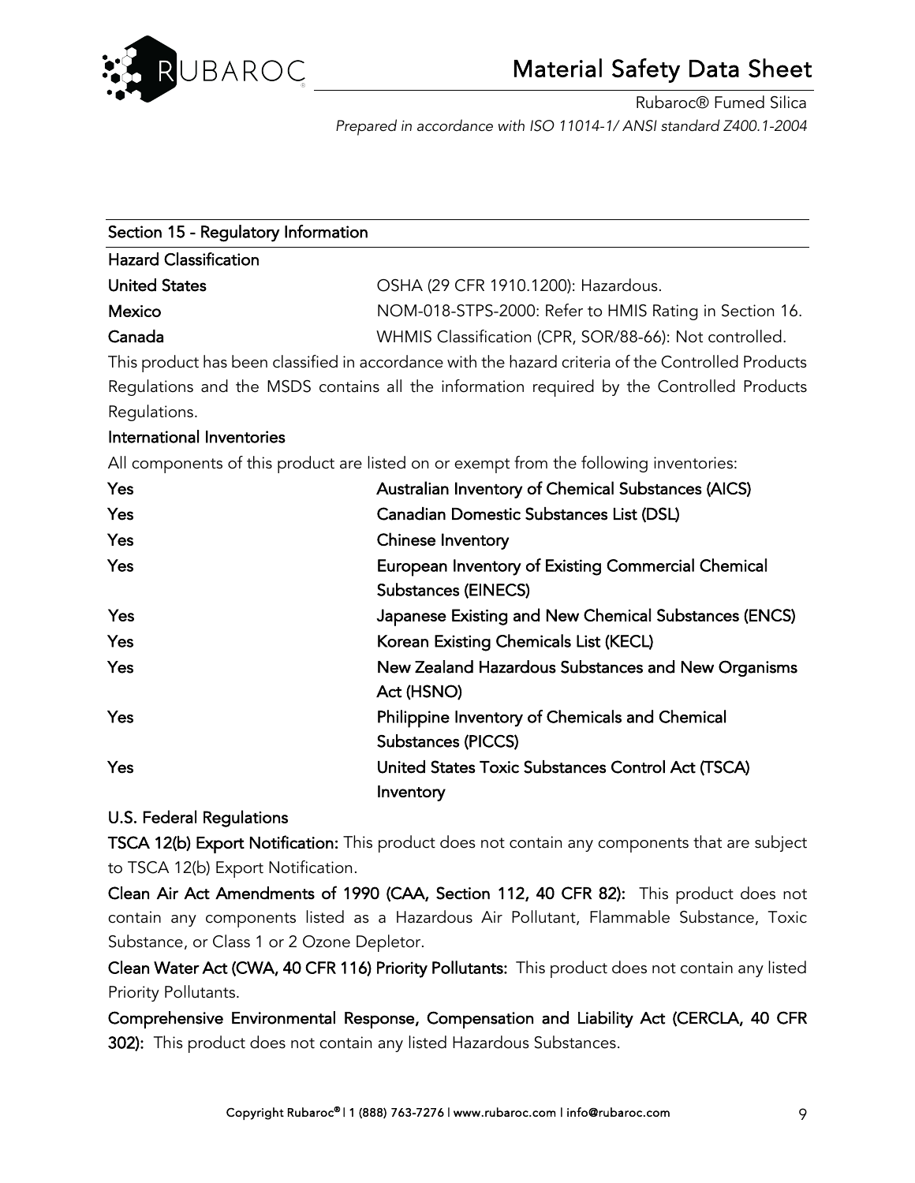## Section 15 - Regulatory Information

### Hazard Classification

| | |
|---|---|
| **United States** | OSHA (29 CFR 1910.1200): Hazardous. |
| **Mexico** | NOM-018-STPS-2000: Refer to HMIS Rating in Section 16. |
| **Canada** | WHMIS Classification (CPR, SOR/88-66): Not controlled. |

This product has been classified in accordance with the hazard criteria of the Controlled Products Regulations and the MSDS contains all the information required by the Controlled Products Regulations.

### International Inventories

All components of this product are listed on or exempt from the following inventories:

| | |
|---|---|
| **Yes** | **Australian Inventory of Chemical Substances (AICS)** |
| **Yes** | **Canadian Domestic Substances List (DSL)** |
| **Yes** | **Chinese Inventory** |
| **Yes** | **European Inventory of Existing Commercial Chemical Substances (EINECS)** |
| **Yes** | **Japanese Existing and New Chemical Substances (ENCS)** |
| **Yes** | **Korean Existing Chemicals List (KECL)** |
| **Yes** | **New Zealand Hazardous Substances and New Organisms Act (HSNO)** |
| **Yes** | **Philippine Inventory of Chemicals and Chemical Substances (PICCS)** |
| **Yes** | **United States Toxic Substances Control Act (TSCA) Inventory** |

### U.S. Federal Regulations

**TSCA 12(b) Export Notification:** This product does not contain any components that are subject to TSCA 12(b) Export Notification.

**Clean Air Act Amendments of 1990 (CAA, Section 112, 40 CFR 82):** This product does not contain any components listed as a Hazardous Air Pollutant, Flammable Substance, Toxic Substance, or Class 1 or 2 Ozone Depletor.

**Clean Water Act (CWA, 40 CFR 116) Priority Pollutants:** This product does not contain any listed Priority Pollutants.

**Comprehensive Environmental Response, Compensation and Liability Act (CERCLA, 40 CFR 302):** This product does not contain any listed Hazardous Substances.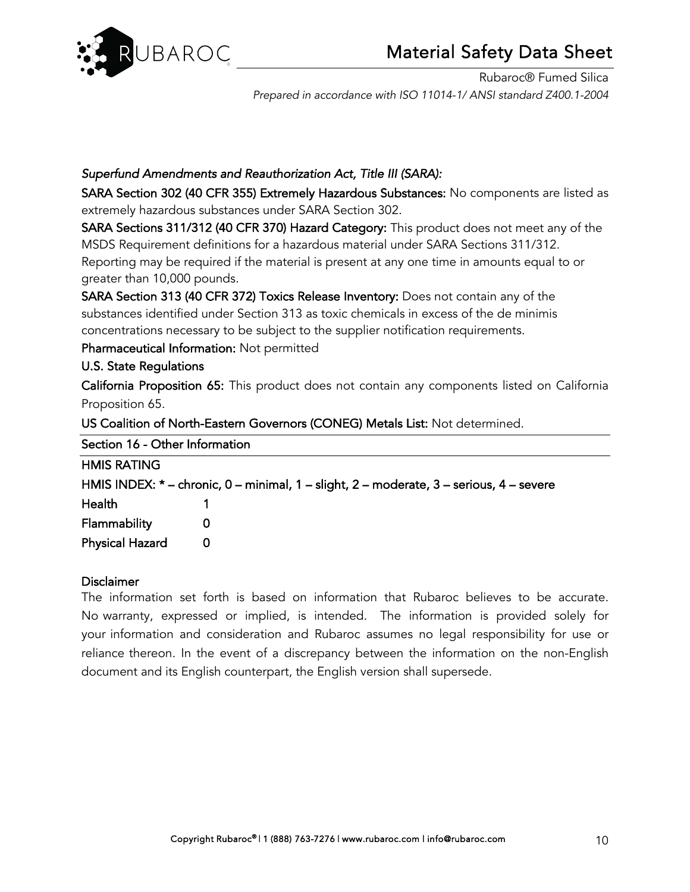*Superfund Amendments and Reauthorization Act, Title III (SARA):*

**SARA Section 302 (40 CFR 355) Extremely Hazardous Substances:** No components are listed as extremely hazardous substances under SARA Section 302.

**SARA Sections 311/312 (40 CFR 370) Hazard Category:** This product does not meet any of the MSDS Requirement definitions for a hazardous material under SARA Sections 311/312. Reporting may be required if the material is present at any one time in amounts equal to or greater than 10,000 pounds.

**SARA Section 313 (40 CFR 372) Toxics Release Inventory:** Does not contain any of the substances identified under Section 313 as toxic chemicals in excess of the de minimis concentrations necessary to be subject to the supplier notification requirements.

**Pharmaceutical Information:** Not permitted

**U.S. State Regulations**

**California Proposition 65:** This product does not contain any components listed on California Proposition 65.

**US Coalition of North-Eastern Governors (CONEG) Metals List:** Not determined.

## Section 16 - Other Information

**HMIS RATING**

**HMIS INDEX: * – chronic, 0 – minimal, 1 – slight, 2 – moderate, 3 – serious, 4 – severe**

| | |
|---|---|
| **Health** | **1** |
| **Flammability** | **0** |
| **Physical Hazard** | **0** |

**Disclaimer**

The information set forth is based on information that Rubaroc believes to be accurate. No warranty, expressed or implied, is intended. The information is provided solely for your information and consideration and Rubaroc assumes no legal responsibility for use or reliance thereon. In the event of a discrepancy between the information on the non-English document and its English counterpart, the English version shall supersede.